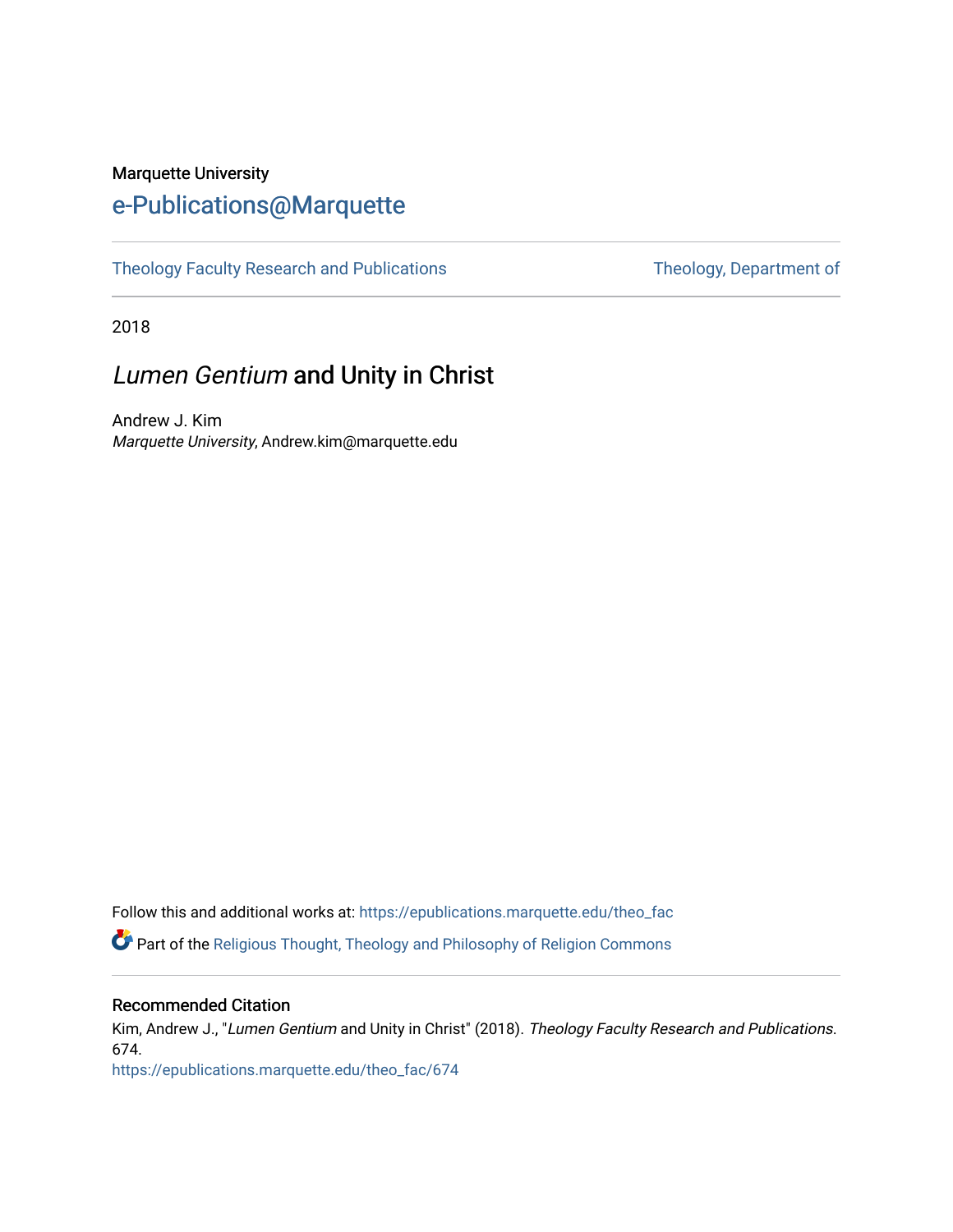Marquette University

# e-Publications@Marquette

Theology Faculty Research and Publications

Theology, Department of

2018

## *Lumen Gentium* and Unity in Christ

Andrew J. Kim
*Marquette University*, Andrew.kim@marquette.edu

Follow this and additional works at: https://epublications.marquette.edu/theo_fac

Part of the Religious Thought, Theology and Philosophy of Religion Commons

### Recommended Citation

Kim, Andrew J., "*Lumen Gentium* and Unity in Christ" (2018). *Theology Faculty Research and Publications*. 674.
https://epublications.marquette.edu/theo_fac/674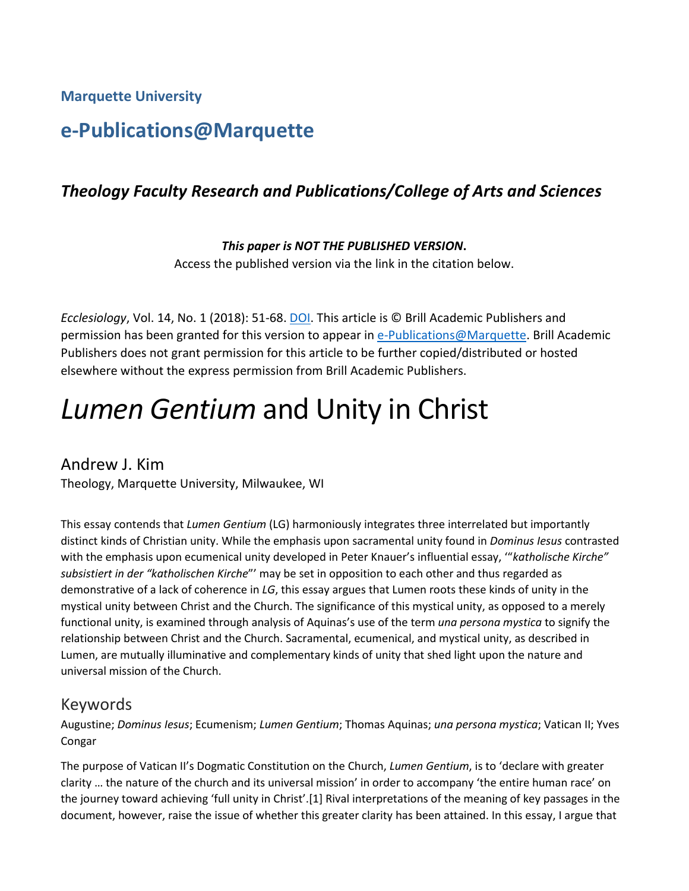**Marquette University**

## e-Publications@Marquette

### *Theology Faculty Research and Publications/College of Arts and Sciences*

***This paper is NOT THE PUBLISHED VERSION*.**
Access the published version via the link in the citation below.

*Ecclesiology*, Vol. 14, No. 1 (2018): 51-68. DOI. This article is © Brill Academic Publishers and permission has been granted for this version to appear in e-Publications@Marquette. Brill Academic Publishers does not grant permission for this article to be further copied/distributed or hosted elsewhere without the express permission from Brill Academic Publishers.

# *Lumen Gentium* and Unity in Christ

## Andrew J. Kim

Theology, Marquette University, Milwaukee, WI

This essay contends that *Lumen Gentium* (LG) harmoniously integrates three interrelated but importantly distinct kinds of Christian unity. While the emphasis upon sacramental unity found in *Dominus Iesus* contrasted with the emphasis upon ecumenical unity developed in Peter Knauer's influential essay, '"*katholische Kirche" subsistiert in der "katholischen Kirche*"' may be set in opposition to each other and thus regarded as demonstrative of a lack of coherence in *LG*, this essay argues that Lumen roots these kinds of unity in the mystical unity between Christ and the Church. The significance of this mystical unity, as opposed to a merely functional unity, is examined through analysis of Aquinas's use of the term *una persona mystica* to signify the relationship between Christ and the Church. Sacramental, ecumenical, and mystical unity, as described in Lumen, are mutually illuminative and complementary kinds of unity that shed light upon the nature and universal mission of the Church.

## Keywords

Augustine; *Dominus Iesus*; Ecumenism; *Lumen Gentium*; Thomas Aquinas; *una persona mystica*; Vatican II; Yves Congar

The purpose of Vatican II's Dogmatic Constitution on the Church, *Lumen Gentium*, is to 'declare with greater clarity … the nature of the church and its universal mission' in order to accompany 'the entire human race' on the journey toward achieving 'full unity in Christ'.[1] Rival interpretations of the meaning of key passages in the document, however, raise the issue of whether this greater clarity has been attained. In this essay, I argue that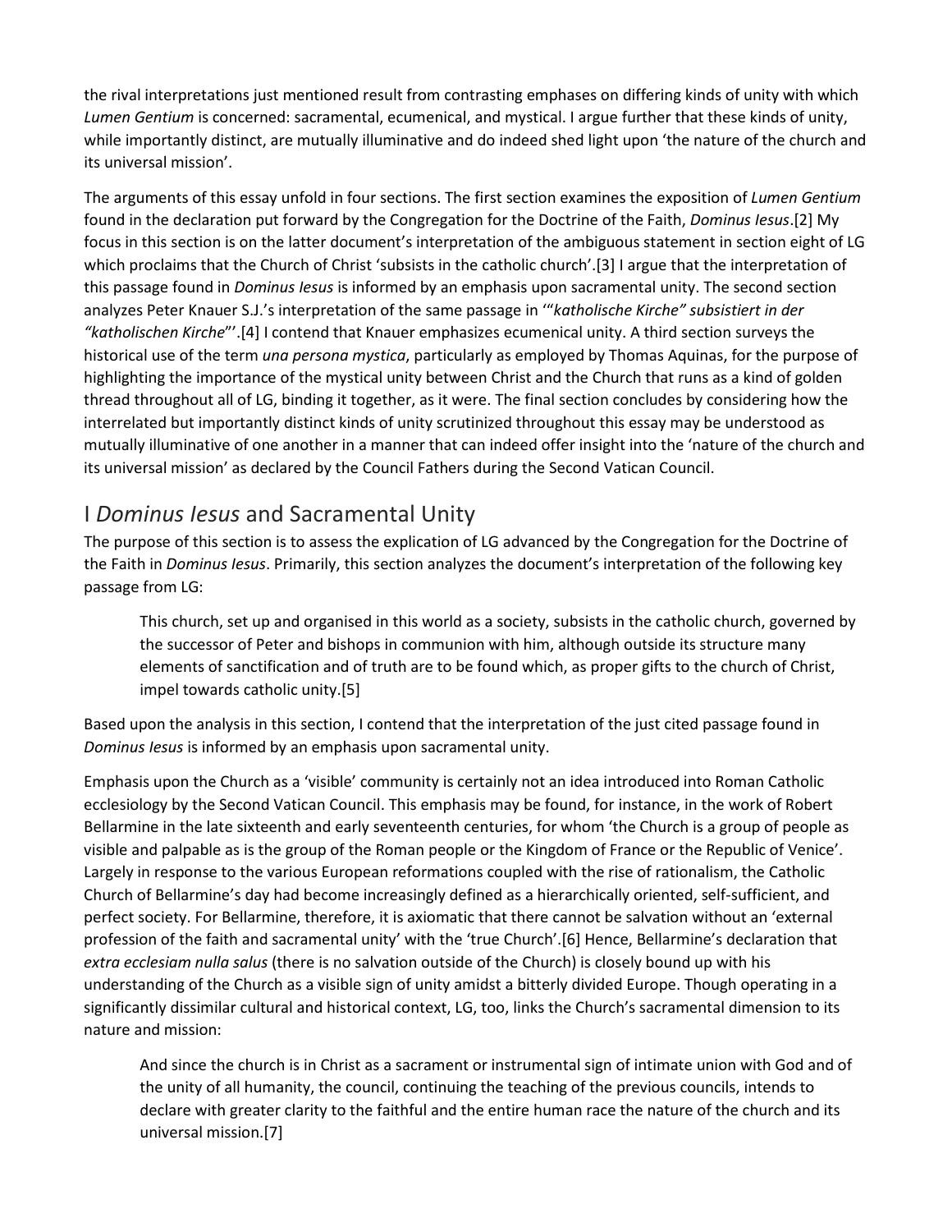the rival interpretations just mentioned result from contrasting emphases on differing kinds of unity with which *Lumen Gentium* is concerned: sacramental, ecumenical, and mystical. I argue further that these kinds of unity, while importantly distinct, are mutually illuminative and do indeed shed light upon 'the nature of the church and its universal mission'.

The arguments of this essay unfold in four sections. The first section examines the exposition of *Lumen Gentium* found in the declaration put forward by the Congregation for the Doctrine of the Faith, *Dominus Iesus*.[2] My focus in this section is on the latter document's interpretation of the ambiguous statement in section eight of LG which proclaims that the Church of Christ 'subsists in the catholic church'.[3] I argue that the interpretation of this passage found in *Dominus Iesus* is informed by an emphasis upon sacramental unity. The second section analyzes Peter Knauer S.J.'s interpretation of the same passage in '"*katholische Kirche" subsistiert in der "katholischen Kirche*"'.[4] I contend that Knauer emphasizes ecumenical unity. A third section surveys the historical use of the term *una persona mystica*, particularly as employed by Thomas Aquinas, for the purpose of highlighting the importance of the mystical unity between Christ and the Church that runs as a kind of golden thread throughout all of LG, binding it together, as it were. The final section concludes by considering how the interrelated but importantly distinct kinds of unity scrutinized throughout this essay may be understood as mutually illuminative of one another in a manner that can indeed offer insight into the 'nature of the church and its universal mission' as declared by the Council Fathers during the Second Vatican Council.

## I *Dominus Iesus* and Sacramental Unity

The purpose of this section is to assess the explication of LG advanced by the Congregation for the Doctrine of the Faith in *Dominus Iesus*. Primarily, this section analyzes the document's interpretation of the following key passage from LG:

> This church, set up and organised in this world as a society, subsists in the catholic church, governed by the successor of Peter and bishops in communion with him, although outside its structure many elements of sanctification and of truth are to be found which, as proper gifts to the church of Christ, impel towards catholic unity.[5]

Based upon the analysis in this section, I contend that the interpretation of the just cited passage found in *Dominus Iesus* is informed by an emphasis upon sacramental unity.

Emphasis upon the Church as a 'visible' community is certainly not an idea introduced into Roman Catholic ecclesiology by the Second Vatican Council. This emphasis may be found, for instance, in the work of Robert Bellarmine in the late sixteenth and early seventeenth centuries, for whom 'the Church is a group of people as visible and palpable as is the group of the Roman people or the Kingdom of France or the Republic of Venice'. Largely in response to the various European reformations coupled with the rise of rationalism, the Catholic Church of Bellarmine's day had become increasingly defined as a hierarchically oriented, self-sufficient, and perfect society. For Bellarmine, therefore, it is axiomatic that there cannot be salvation without an 'external profession of the faith and sacramental unity' with the 'true Church'.[6] Hence, Bellarmine's declaration that *extra ecclesiam nulla salus* (there is no salvation outside of the Church) is closely bound up with his understanding of the Church as a visible sign of unity amidst a bitterly divided Europe. Though operating in a significantly dissimilar cultural and historical context, LG, too, links the Church's sacramental dimension to its nature and mission:

> And since the church is in Christ as a sacrament or instrumental sign of intimate union with God and of the unity of all humanity, the council, continuing the teaching of the previous councils, intends to declare with greater clarity to the faithful and the entire human race the nature of the church and its universal mission.[7]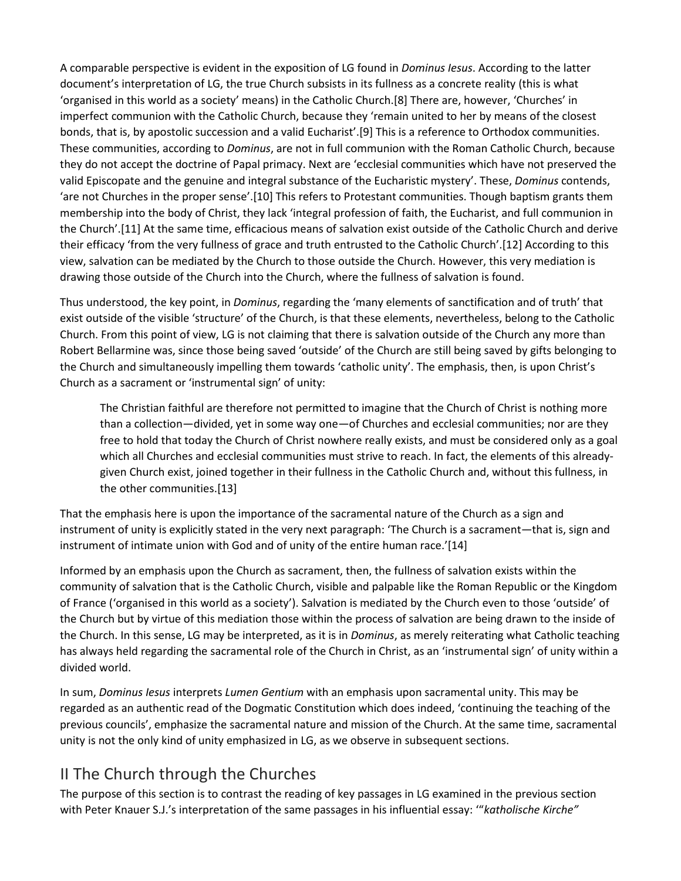A comparable perspective is evident in the exposition of LG found in *Dominus Iesus*. According to the latter document's interpretation of LG, the true Church subsists in its fullness as a concrete reality (this is what 'organised in this world as a society' means) in the Catholic Church.[8] There are, however, 'Churches' in imperfect communion with the Catholic Church, because they 'remain united to her by means of the closest bonds, that is, by apostolic succession and a valid Eucharist'.[9] This is a reference to Orthodox communities. These communities, according to *Dominus*, are not in full communion with the Roman Catholic Church, because they do not accept the doctrine of Papal primacy. Next are 'ecclesial communities which have not preserved the valid Episcopate and the genuine and integral substance of the Eucharistic mystery'. These, *Dominus* contends, 'are not Churches in the proper sense'.[10] This refers to Protestant communities. Though baptism grants them membership into the body of Christ, they lack 'integral profession of faith, the Eucharist, and full communion in the Church'.[11] At the same time, efficacious means of salvation exist outside of the Catholic Church and derive their efficacy 'from the very fullness of grace and truth entrusted to the Catholic Church'.[12] According to this view, salvation can be mediated by the Church to those outside the Church. However, this very mediation is drawing those outside of the Church into the Church, where the fullness of salvation is found.

Thus understood, the key point, in *Dominus*, regarding the 'many elements of sanctification and of truth' that exist outside of the visible 'structure' of the Church, is that these elements, nevertheless, belong to the Catholic Church. From this point of view, LG is not claiming that there is salvation outside of the Church any more than Robert Bellarmine was, since those being saved 'outside' of the Church are still being saved by gifts belonging to the Church and simultaneously impelling them towards 'catholic unity'. The emphasis, then, is upon Christ's Church as a sacrament or 'instrumental sign' of unity:

> The Christian faithful are therefore not permitted to imagine that the Church of Christ is nothing more than a collection—divided, yet in some way one—of Churches and ecclesial communities; nor are they free to hold that today the Church of Christ nowhere really exists, and must be considered only as a goal which all Churches and ecclesial communities must strive to reach. In fact, the elements of this already-given Church exist, joined together in their fullness in the Catholic Church and, without this fullness, in the other communities.[13]

That the emphasis here is upon the importance of the sacramental nature of the Church as a sign and instrument of unity is explicitly stated in the very next paragraph: 'The Church is a sacrament—that is, sign and instrument of intimate union with God and of unity of the entire human race.'[14]

Informed by an emphasis upon the Church as sacrament, then, the fullness of salvation exists within the community of salvation that is the Catholic Church, visible and palpable like the Roman Republic or the Kingdom of France ('organised in this world as a society'). Salvation is mediated by the Church even to those 'outside' of the Church but by virtue of this mediation those within the process of salvation are being drawn to the inside of the Church. In this sense, LG may be interpreted, as it is in *Dominus*, as merely reiterating what Catholic teaching has always held regarding the sacramental role of the Church in Christ, as an 'instrumental sign' of unity within a divided world.

In sum, *Dominus Iesus* interprets *Lumen Gentium* with an emphasis upon sacramental unity. This may be regarded as an authentic read of the Dogmatic Constitution which does indeed, 'continuing the teaching of the previous councils', emphasize the sacramental nature and mission of the Church. At the same time, sacramental unity is not the only kind of unity emphasized in LG, as we observe in subsequent sections.

## II The Church through the Churches

The purpose of this section is to contrast the reading of key passages in LG examined in the previous section with Peter Knauer S.J.'s interpretation of the same passages in his influential essay: '"*katholische Kirche"*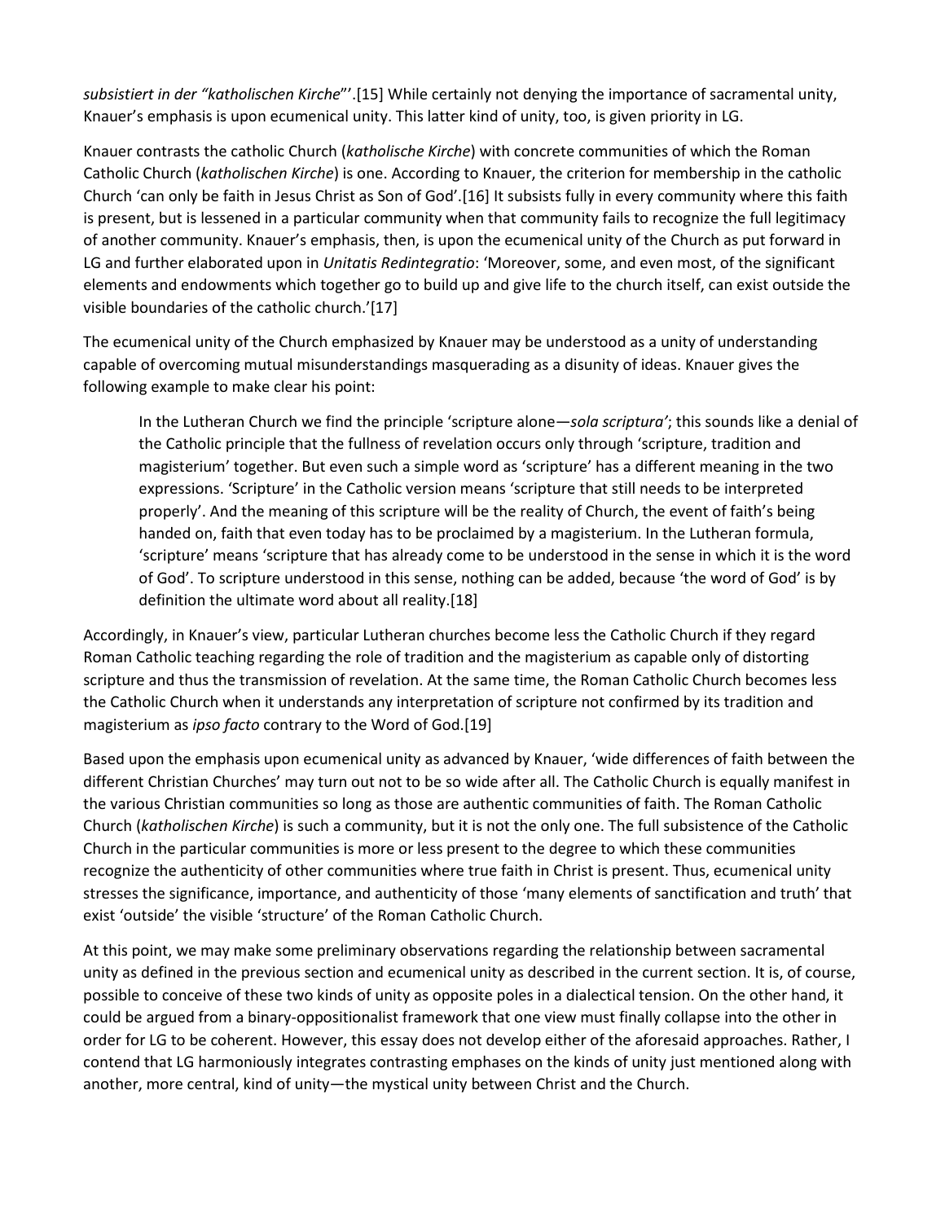*subsistiert in der "katholischen Kirche*"'.[15] While certainly not denying the importance of sacramental unity, Knauer's emphasis is upon ecumenical unity. This latter kind of unity, too, is given priority in LG.

Knauer contrasts the catholic Church (*katholische Kirche*) with concrete communities of which the Roman Catholic Church (*katholischen Kirche*) is one. According to Knauer, the criterion for membership in the catholic Church 'can only be faith in Jesus Christ as Son of God'.[16] It subsists fully in every community where this faith is present, but is lessened in a particular community when that community fails to recognize the full legitimacy of another community. Knauer's emphasis, then, is upon the ecumenical unity of the Church as put forward in LG and further elaborated upon in *Unitatis Redintegratio*: 'Moreover, some, and even most, of the significant elements and endowments which together go to build up and give life to the church itself, can exist outside the visible boundaries of the catholic church.'[17]

The ecumenical unity of the Church emphasized by Knauer may be understood as a unity of understanding capable of overcoming mutual misunderstandings masquerading as a disunity of ideas. Knauer gives the following example to make clear his point:

> In the Lutheran Church we find the principle 'scripture alone—*sola scriptura*'; this sounds like a denial of the Catholic principle that the fullness of revelation occurs only through 'scripture, tradition and magisterium' together. But even such a simple word as 'scripture' has a different meaning in the two expressions. 'Scripture' in the Catholic version means 'scripture that still needs to be interpreted properly'. And the meaning of this scripture will be the reality of Church, the event of faith's being handed on, faith that even today has to be proclaimed by a magisterium. In the Lutheran formula, 'scripture' means 'scripture that has already come to be understood in the sense in which it is the word of God'. To scripture understood in this sense, nothing can be added, because 'the word of God' is by definition the ultimate word about all reality.[18]

Accordingly, in Knauer's view, particular Lutheran churches become less the Catholic Church if they regard Roman Catholic teaching regarding the role of tradition and the magisterium as capable only of distorting scripture and thus the transmission of revelation. At the same time, the Roman Catholic Church becomes less the Catholic Church when it understands any interpretation of scripture not confirmed by its tradition and magisterium as *ipso facto* contrary to the Word of God.[19]

Based upon the emphasis upon ecumenical unity as advanced by Knauer, 'wide differences of faith between the different Christian Churches' may turn out not to be so wide after all. The Catholic Church is equally manifest in the various Christian communities so long as those are authentic communities of faith. The Roman Catholic Church (*katholischen Kirche*) is such a community, but it is not the only one. The full subsistence of the Catholic Church in the particular communities is more or less present to the degree to which these communities recognize the authenticity of other communities where true faith in Christ is present. Thus, ecumenical unity stresses the significance, importance, and authenticity of those 'many elements of sanctification and truth' that exist 'outside' the visible 'structure' of the Roman Catholic Church.

At this point, we may make some preliminary observations regarding the relationship between sacramental unity as defined in the previous section and ecumenical unity as described in the current section. It is, of course, possible to conceive of these two kinds of unity as opposite poles in a dialectical tension. On the other hand, it could be argued from a binary-oppositionalist framework that one view must finally collapse into the other in order for LG to be coherent. However, this essay does not develop either of the aforesaid approaches. Rather, I contend that LG harmoniously integrates contrasting emphases on the kinds of unity just mentioned along with another, more central, kind of unity—the mystical unity between Christ and the Church.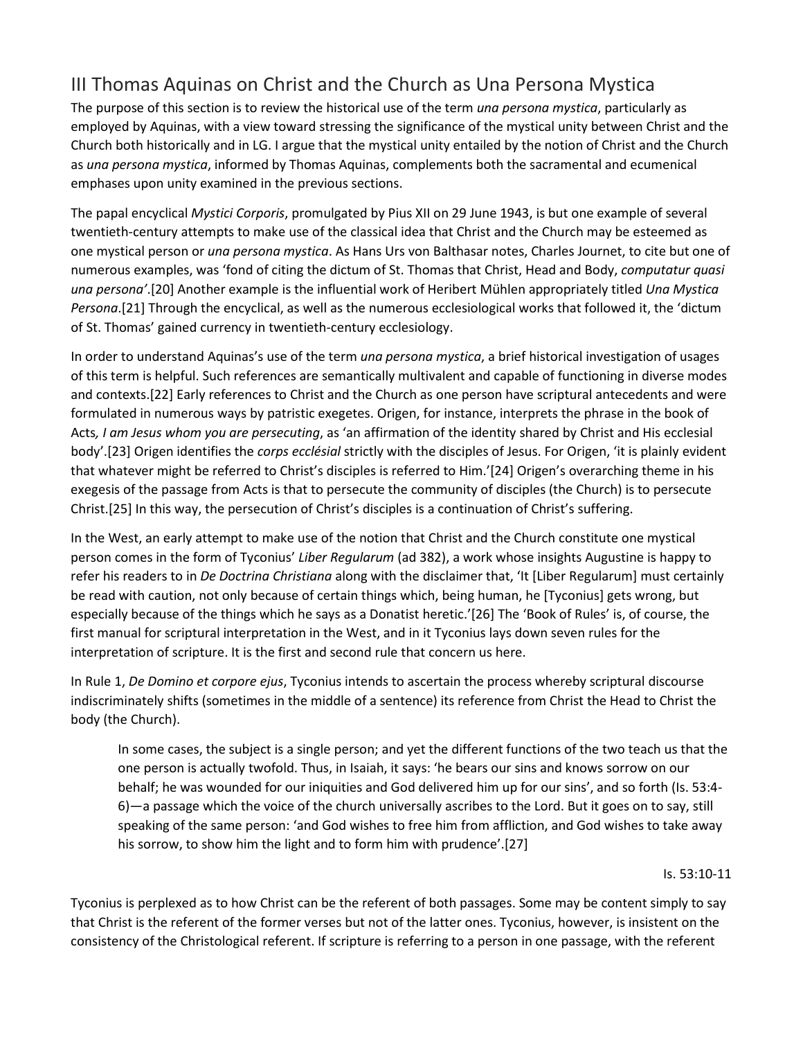## III Thomas Aquinas on Christ and the Church as Una Persona Mystica

The purpose of this section is to review the historical use of the term *una persona mystica*, particularly as employed by Aquinas, with a view toward stressing the significance of the mystical unity between Christ and the Church both historically and in LG. I argue that the mystical unity entailed by the notion of Christ and the Church as *una persona mystica*, informed by Thomas Aquinas, complements both the sacramental and ecumenical emphases upon unity examined in the previous sections.

The papal encyclical *Mystici Corporis*, promulgated by Pius XII on 29 June 1943, is but one example of several twentieth-century attempts to make use of the classical idea that Christ and the Church may be esteemed as one mystical person or *una persona mystica*. As Hans Urs von Balthasar notes, Charles Journet, to cite but one of numerous examples, was 'fond of citing the dictum of St. Thomas that Christ, Head and Body, *computatur quasi una persona*'.[20] Another example is the influential work of Heribert Mühlen appropriately titled *Una Mystica Persona*.[21] Through the encyclical, as well as the numerous ecclesiological works that followed it, the 'dictum of St. Thomas' gained currency in twentieth-century ecclesiology.

In order to understand Aquinas's use of the term *una persona mystica*, a brief historical investigation of usages of this term is helpful. Such references are semantically multivalent and capable of functioning in diverse modes and contexts.[22] Early references to Christ and the Church as one person have scriptural antecedents and were formulated in numerous ways by patristic exegetes. Origen, for instance, interprets the phrase in the book of Acts*, I am Jesus whom you are persecuting*, as 'an affirmation of the identity shared by Christ and His ecclesial body'.[23] Origen identifies the *corps ecclésial* strictly with the disciples of Jesus. For Origen, 'it is plainly evident that whatever might be referred to Christ's disciples is referred to Him.'[24] Origen's overarching theme in his exegesis of the passage from Acts is that to persecute the community of disciples (the Church) is to persecute Christ.[25] In this way, the persecution of Christ's disciples is a continuation of Christ's suffering.

In the West, an early attempt to make use of the notion that Christ and the Church constitute one mystical person comes in the form of Tyconius' *Liber Regularum* (ad 382), a work whose insights Augustine is happy to refer his readers to in *De Doctrina Christiana* along with the disclaimer that, 'It [Liber Regularum] must certainly be read with caution, not only because of certain things which, being human, he [Tyconius] gets wrong, but especially because of the things which he says as a Donatist heretic.'[26] The 'Book of Rules' is, of course, the first manual for scriptural interpretation in the West, and in it Tyconius lays down seven rules for the interpretation of scripture. It is the first and second rule that concern us here.

In Rule 1, *De Domino et corpore ejus*, Tyconius intends to ascertain the process whereby scriptural discourse indiscriminately shifts (sometimes in the middle of a sentence) its reference from Christ the Head to Christ the body (the Church).

> In some cases, the subject is a single person; and yet the different functions of the two teach us that the one person is actually twofold. Thus, in Isaiah, it says: 'he bears our sins and knows sorrow on our behalf; he was wounded for our iniquities and God delivered him up for our sins', and so forth (Is. 53:4-6)—a passage which the voice of the church universally ascribes to the Lord. But it goes on to say, still speaking of the same person: 'and God wishes to free him from affliction, and God wishes to take away his sorrow, to show him the light and to form him with prudence'.[27]
>
> Is. 53:10-11

Tyconius is perplexed as to how Christ can be the referent of both passages. Some may be content simply to say that Christ is the referent of the former verses but not of the latter ones. Tyconius, however, is insistent on the consistency of the Christological referent. If scripture is referring to a person in one passage, with the referent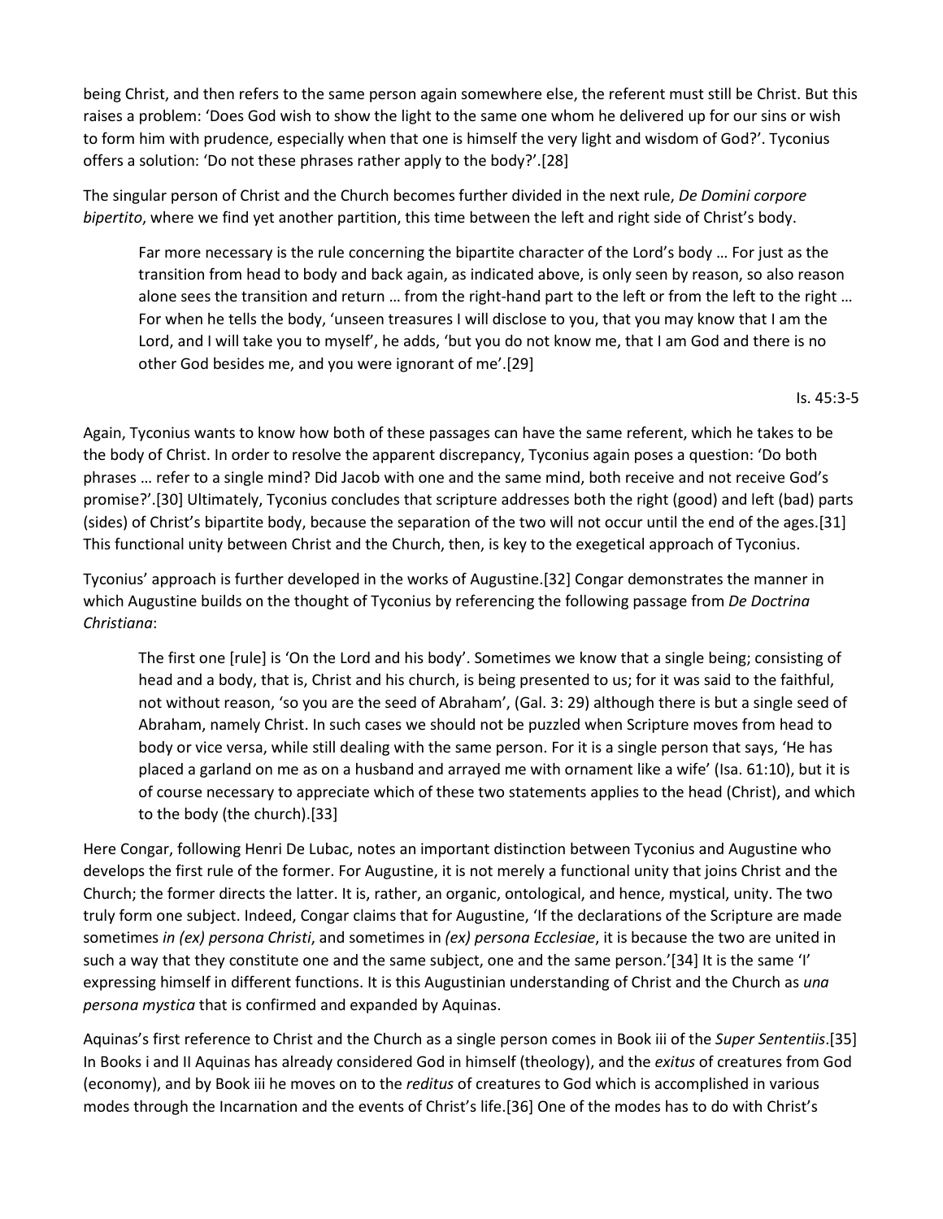being Christ, and then refers to the same person again somewhere else, the referent must still be Christ. But this raises a problem: 'Does God wish to show the light to the same one whom he delivered up for our sins or wish to form him with prudence, especially when that one is himself the very light and wisdom of God?'. Tyconius offers a solution: 'Do not these phrases rather apply to the body?'.[28]

The singular person of Christ and the Church becomes further divided in the next rule, *De Domini corpore bipertito*, where we find yet another partition, this time between the left and right side of Christ's body.

> Far more necessary is the rule concerning the bipartite character of the Lord's body … For just as the transition from head to body and back again, as indicated above, is only seen by reason, so also reason alone sees the transition and return … from the right-hand part to the left or from the left to the right … For when he tells the body, 'unseen treasures I will disclose to you, that you may know that I am the Lord, and I will take you to myself', he adds, 'but you do not know me, that I am God and there is no other God besides me, and you were ignorant of me'.[29]
>
> Is. 45:3-5

Again, Tyconius wants to know how both of these passages can have the same referent, which he takes to be the body of Christ. In order to resolve the apparent discrepancy, Tyconius again poses a question: 'Do both phrases … refer to a single mind? Did Jacob with one and the same mind, both receive and not receive God's promise?'.[30] Ultimately, Tyconius concludes that scripture addresses both the right (good) and left (bad) parts (sides) of Christ's bipartite body, because the separation of the two will not occur until the end of the ages.[31] This functional unity between Christ and the Church, then, is key to the exegetical approach of Tyconius.

Tyconius' approach is further developed in the works of Augustine.[32] Congar demonstrates the manner in which Augustine builds on the thought of Tyconius by referencing the following passage from *De Doctrina Christiana*:

> The first one [rule] is 'On the Lord and his body'. Sometimes we know that a single being; consisting of head and a body, that is, Christ and his church, is being presented to us; for it was said to the faithful, not without reason, 'so you are the seed of Abraham', (Gal. 3: 29) although there is but a single seed of Abraham, namely Christ. In such cases we should not be puzzled when Scripture moves from head to body or vice versa, while still dealing with the same person. For it is a single person that says, 'He has placed a garland on me as on a husband and arrayed me with ornament like a wife' (Isa. 61:10), but it is of course necessary to appreciate which of these two statements applies to the head (Christ), and which to the body (the church).[33]

Here Congar, following Henri De Lubac, notes an important distinction between Tyconius and Augustine who develops the first rule of the former. For Augustine, it is not merely a functional unity that joins Christ and the Church; the former directs the latter. It is, rather, an organic, ontological, and hence, mystical, unity. The two truly form one subject. Indeed, Congar claims that for Augustine, 'If the declarations of the Scripture are made sometimes *in (ex) persona Christi*, and sometimes in *(ex) persona Ecclesiae*, it is because the two are united in such a way that they constitute one and the same subject, one and the same person.'[34] It is the same 'I' expressing himself in different functions. It is this Augustinian understanding of Christ and the Church as *una persona mystica* that is confirmed and expanded by Aquinas.

Aquinas's first reference to Christ and the Church as a single person comes in Book iii of the *Super Sententiis*.[35] In Books i and II Aquinas has already considered God in himself (theology), and the *exitus* of creatures from God (economy), and by Book iii he moves on to the *reditus* of creatures to God which is accomplished in various modes through the Incarnation and the events of Christ's life.[36] One of the modes has to do with Christ's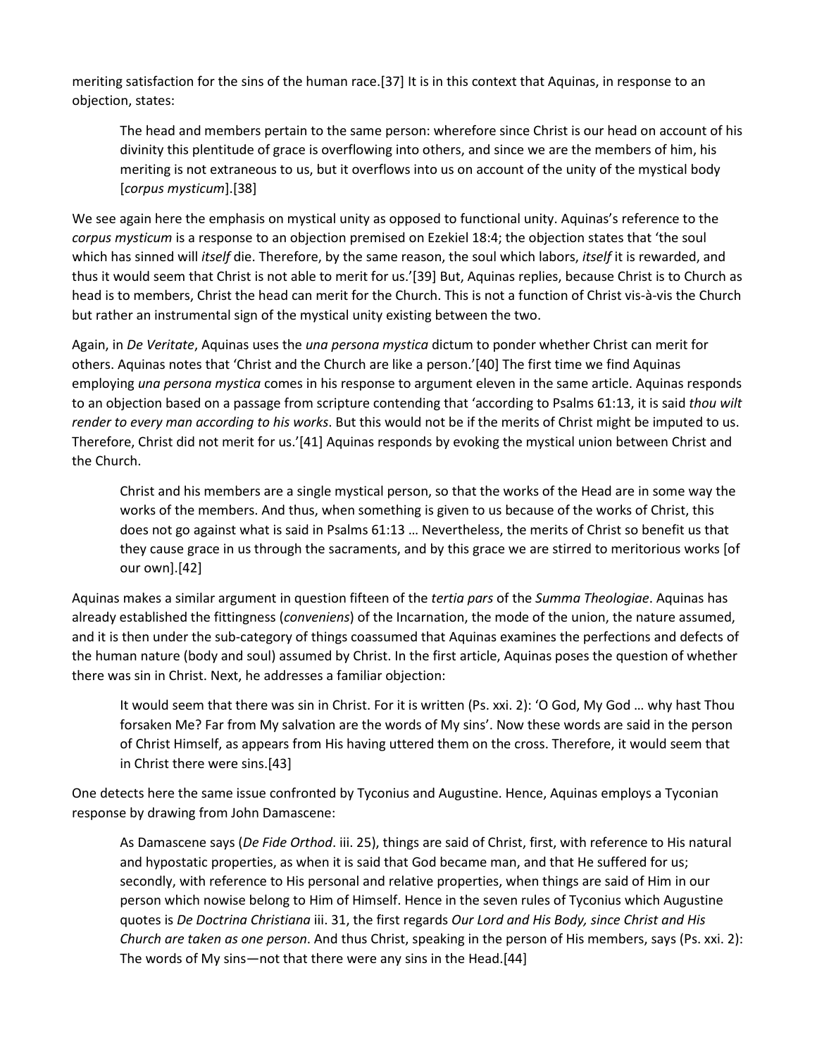meriting satisfaction for the sins of the human race.[37] It is in this context that Aquinas, in response to an objection, states:

> The head and members pertain to the same person: wherefore since Christ is our head on account of his divinity this plentitude of grace is overflowing into others, and since we are the members of him, his meriting is not extraneous to us, but it overflows into us on account of the unity of the mystical body [*corpus mysticum*].[38]

We see again here the emphasis on mystical unity as opposed to functional unity. Aquinas's reference to the *corpus mysticum* is a response to an objection premised on Ezekiel 18:4; the objection states that 'the soul which has sinned will *itself* die. Therefore, by the same reason, the soul which labors, *itself* it is rewarded, and thus it would seem that Christ is not able to merit for us.'[39] But, Aquinas replies, because Christ is to Church as head is to members, Christ the head can merit for the Church. This is not a function of Christ vis-à-vis the Church but rather an instrumental sign of the mystical unity existing between the two.

Again, in *De Veritate*, Aquinas uses the *una persona mystica* dictum to ponder whether Christ can merit for others. Aquinas notes that 'Christ and the Church are like a person.'[40] The first time we find Aquinas employing *una persona mystica* comes in his response to argument eleven in the same article. Aquinas responds to an objection based on a passage from scripture contending that 'according to Psalms 61:13, it is said *thou wilt render to every man according to his works*. But this would not be if the merits of Christ might be imputed to us. Therefore, Christ did not merit for us.'[41] Aquinas responds by evoking the mystical union between Christ and the Church.

> Christ and his members are a single mystical person, so that the works of the Head are in some way the works of the members. And thus, when something is given to us because of the works of Christ, this does not go against what is said in Psalms 61:13 … Nevertheless, the merits of Christ so benefit us that they cause grace in us through the sacraments, and by this grace we are stirred to meritorious works [of our own].[42]

Aquinas makes a similar argument in question fifteen of the *tertia pars* of the *Summa Theologiae*. Aquinas has already established the fittingness (*conveniens*) of the Incarnation, the mode of the union, the nature assumed, and it is then under the sub-category of things coassumed that Aquinas examines the perfections and defects of the human nature (body and soul) assumed by Christ. In the first article, Aquinas poses the question of whether there was sin in Christ. Next, he addresses a familiar objection:

> It would seem that there was sin in Christ. For it is written (Ps. xxi. 2): 'O God, My God … why hast Thou forsaken Me? Far from My salvation are the words of My sins'. Now these words are said in the person of Christ Himself, as appears from His having uttered them on the cross. Therefore, it would seem that in Christ there were sins.[43]

One detects here the same issue confronted by Tyconius and Augustine. Hence, Aquinas employs a Tyconian response by drawing from John Damascene:

> As Damascene says (*De Fide Orthod*. iii. 25), things are said of Christ, first, with reference to His natural and hypostatic properties, as when it is said that God became man, and that He suffered for us; secondly, with reference to His personal and relative properties, when things are said of Him in our person which nowise belong to Him of Himself. Hence in the seven rules of Tyconius which Augustine quotes is *De Doctrina Christiana* iii. 31, the first regards *Our Lord and His Body, since Christ and His Church are taken as one person*. And thus Christ, speaking in the person of His members, says (Ps. xxi. 2): The words of My sins—not that there were any sins in the Head.[44]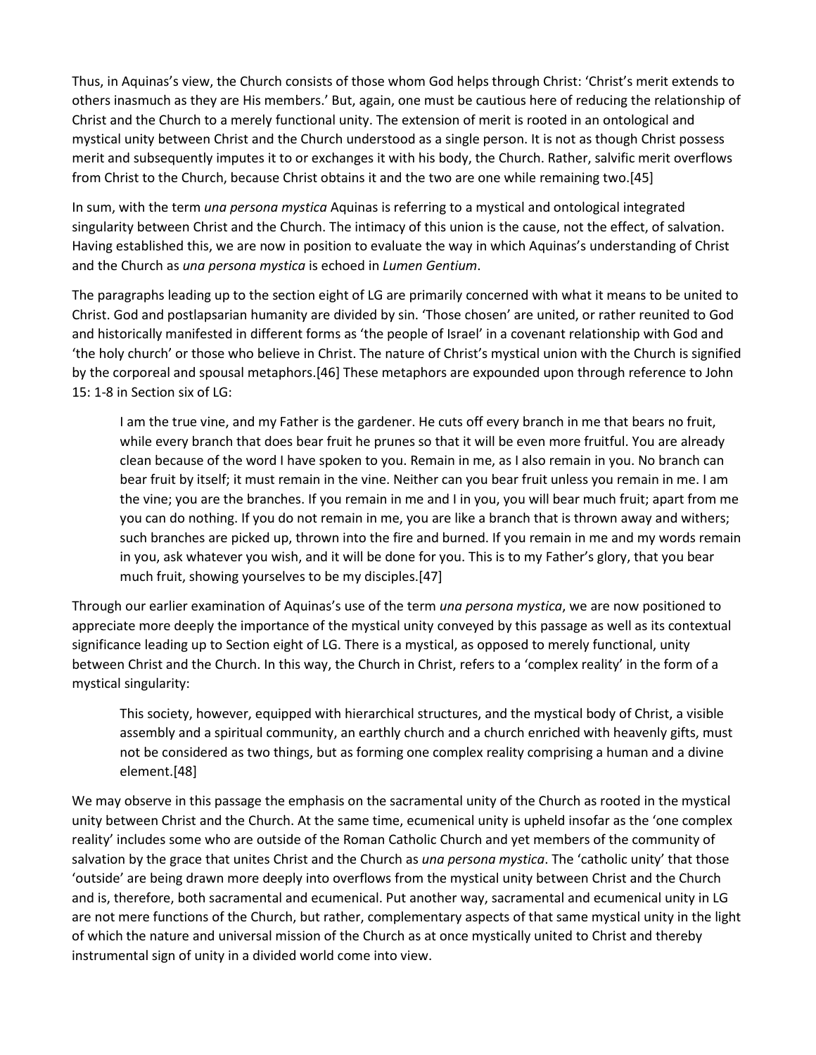Thus, in Aquinas's view, the Church consists of those whom God helps through Christ: 'Christ's merit extends to others inasmuch as they are His members.' But, again, one must be cautious here of reducing the relationship of Christ and the Church to a merely functional unity. The extension of merit is rooted in an ontological and mystical unity between Christ and the Church understood as a single person. It is not as though Christ possess merit and subsequently imputes it to or exchanges it with his body, the Church. Rather, salvific merit overflows from Christ to the Church, because Christ obtains it and the two are one while remaining two.[45]

In sum, with the term *una persona mystica* Aquinas is referring to a mystical and ontological integrated singularity between Christ and the Church. The intimacy of this union is the cause, not the effect, of salvation. Having established this, we are now in position to evaluate the way in which Aquinas's understanding of Christ and the Church as *una persona mystica* is echoed in *Lumen Gentium*.

The paragraphs leading up to the section eight of LG are primarily concerned with what it means to be united to Christ. God and postlapsarian humanity are divided by sin. 'Those chosen' are united, or rather reunited to God and historically manifested in different forms as 'the people of Israel' in a covenant relationship with God and 'the holy church' or those who believe in Christ. The nature of Christ's mystical union with the Church is signified by the corporeal and spousal metaphors.[46] These metaphors are expounded upon through reference to John 15: 1-8 in Section six of LG:

> I am the true vine, and my Father is the gardener. He cuts off every branch in me that bears no fruit, while every branch that does bear fruit he prunes so that it will be even more fruitful. You are already clean because of the word I have spoken to you. Remain in me, as I also remain in you. No branch can bear fruit by itself; it must remain in the vine. Neither can you bear fruit unless you remain in me. I am the vine; you are the branches. If you remain in me and I in you, you will bear much fruit; apart from me you can do nothing. If you do not remain in me, you are like a branch that is thrown away and withers; such branches are picked up, thrown into the fire and burned. If you remain in me and my words remain in you, ask whatever you wish, and it will be done for you. This is to my Father's glory, that you bear much fruit, showing yourselves to be my disciples.[47]

Through our earlier examination of Aquinas's use of the term *una persona mystica*, we are now positioned to appreciate more deeply the importance of the mystical unity conveyed by this passage as well as its contextual significance leading up to Section eight of LG. There is a mystical, as opposed to merely functional, unity between Christ and the Church. In this way, the Church in Christ, refers to a 'complex reality' in the form of a mystical singularity:

> This society, however, equipped with hierarchical structures, and the mystical body of Christ, a visible assembly and a spiritual community, an earthly church and a church enriched with heavenly gifts, must not be considered as two things, but as forming one complex reality comprising a human and a divine element.[48]

We may observe in this passage the emphasis on the sacramental unity of the Church as rooted in the mystical unity between Christ and the Church. At the same time, ecumenical unity is upheld insofar as the 'one complex reality' includes some who are outside of the Roman Catholic Church and yet members of the community of salvation by the grace that unites Christ and the Church as *una persona mystica*. The 'catholic unity' that those 'outside' are being drawn more deeply into overflows from the mystical unity between Christ and the Church and is, therefore, both sacramental and ecumenical. Put another way, sacramental and ecumenical unity in LG are not mere functions of the Church, but rather, complementary aspects of that same mystical unity in the light of which the nature and universal mission of the Church as at once mystically united to Christ and thereby instrumental sign of unity in a divided world come into view.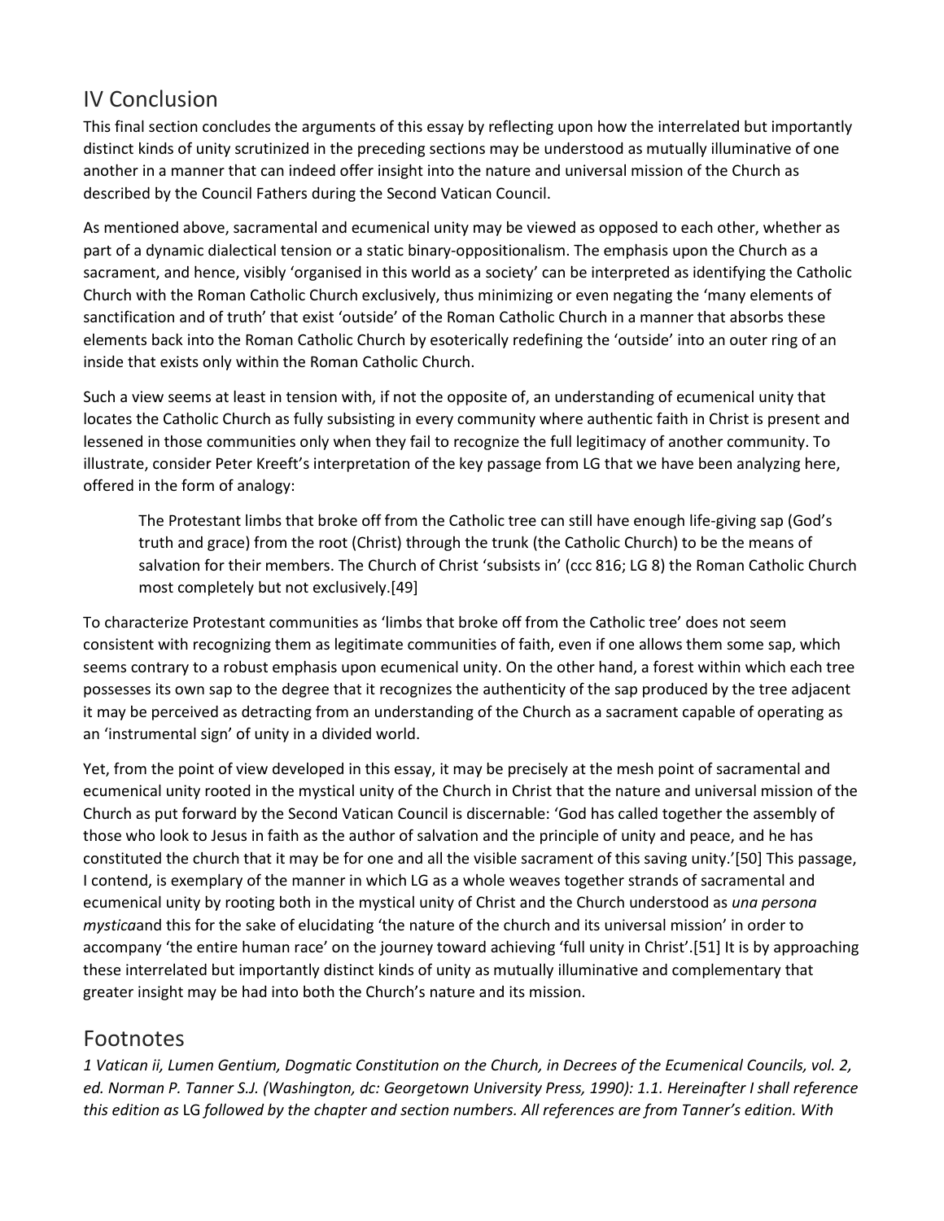## IV Conclusion

This final section concludes the arguments of this essay by reflecting upon how the interrelated but importantly distinct kinds of unity scrutinized in the preceding sections may be understood as mutually illuminative of one another in a manner that can indeed offer insight into the nature and universal mission of the Church as described by the Council Fathers during the Second Vatican Council.

As mentioned above, sacramental and ecumenical unity may be viewed as opposed to each other, whether as part of a dynamic dialectical tension or a static binary-oppositionalism. The emphasis upon the Church as a sacrament, and hence, visibly 'organised in this world as a society' can be interpreted as identifying the Catholic Church with the Roman Catholic Church exclusively, thus minimizing or even negating the 'many elements of sanctification and of truth' that exist 'outside' of the Roman Catholic Church in a manner that absorbs these elements back into the Roman Catholic Church by esoterically redefining the 'outside' into an outer ring of an inside that exists only within the Roman Catholic Church.

Such a view seems at least in tension with, if not the opposite of, an understanding of ecumenical unity that locates the Catholic Church as fully subsisting in every community where authentic faith in Christ is present and lessened in those communities only when they fail to recognize the full legitimacy of another community. To illustrate, consider Peter Kreeft's interpretation of the key passage from LG that we have been analyzing here, offered in the form of analogy:

> The Protestant limbs that broke off from the Catholic tree can still have enough life-giving sap (God's truth and grace) from the root (Christ) through the trunk (the Catholic Church) to be the means of salvation for their members. The Church of Christ 'subsists in' (ccc 816; LG 8) the Roman Catholic Church most completely but not exclusively.[49]

To characterize Protestant communities as 'limbs that broke off from the Catholic tree' does not seem consistent with recognizing them as legitimate communities of faith, even if one allows them some sap, which seems contrary to a robust emphasis upon ecumenical unity. On the other hand, a forest within which each tree possesses its own sap to the degree that it recognizes the authenticity of the sap produced by the tree adjacent it may be perceived as detracting from an understanding of the Church as a sacrament capable of operating as an 'instrumental sign' of unity in a divided world.

Yet, from the point of view developed in this essay, it may be precisely at the mesh point of sacramental and ecumenical unity rooted in the mystical unity of the Church in Christ that the nature and universal mission of the Church as put forward by the Second Vatican Council is discernable: 'God has called together the assembly of those who look to Jesus in faith as the author of salvation and the principle of unity and peace, and he has constituted the church that it may be for one and all the visible sacrament of this saving unity.'[50] This passage, I contend, is exemplary of the manner in which LG as a whole weaves together strands of sacramental and ecumenical unity by rooting both in the mystical unity of Christ and the Church understood as *una persona mystica*and this for the sake of elucidating 'the nature of the church and its universal mission' in order to accompany 'the entire human race' on the journey toward achieving 'full unity in Christ'.[51] It is by approaching these interrelated but importantly distinct kinds of unity as mutually illuminative and complementary that greater insight may be had into both the Church's nature and its mission.

## Footnotes

*1 Vatican ii, Lumen Gentium, Dogmatic Constitution on the Church, in Decrees of the Ecumenical Councils, vol. 2, ed. Norman P. Tanner S.J. (Washington, dc: Georgetown University Press, 1990): 1.1. Hereinafter I shall reference this edition as* LG *followed by the chapter and section numbers. All references are from Tanner's edition. With*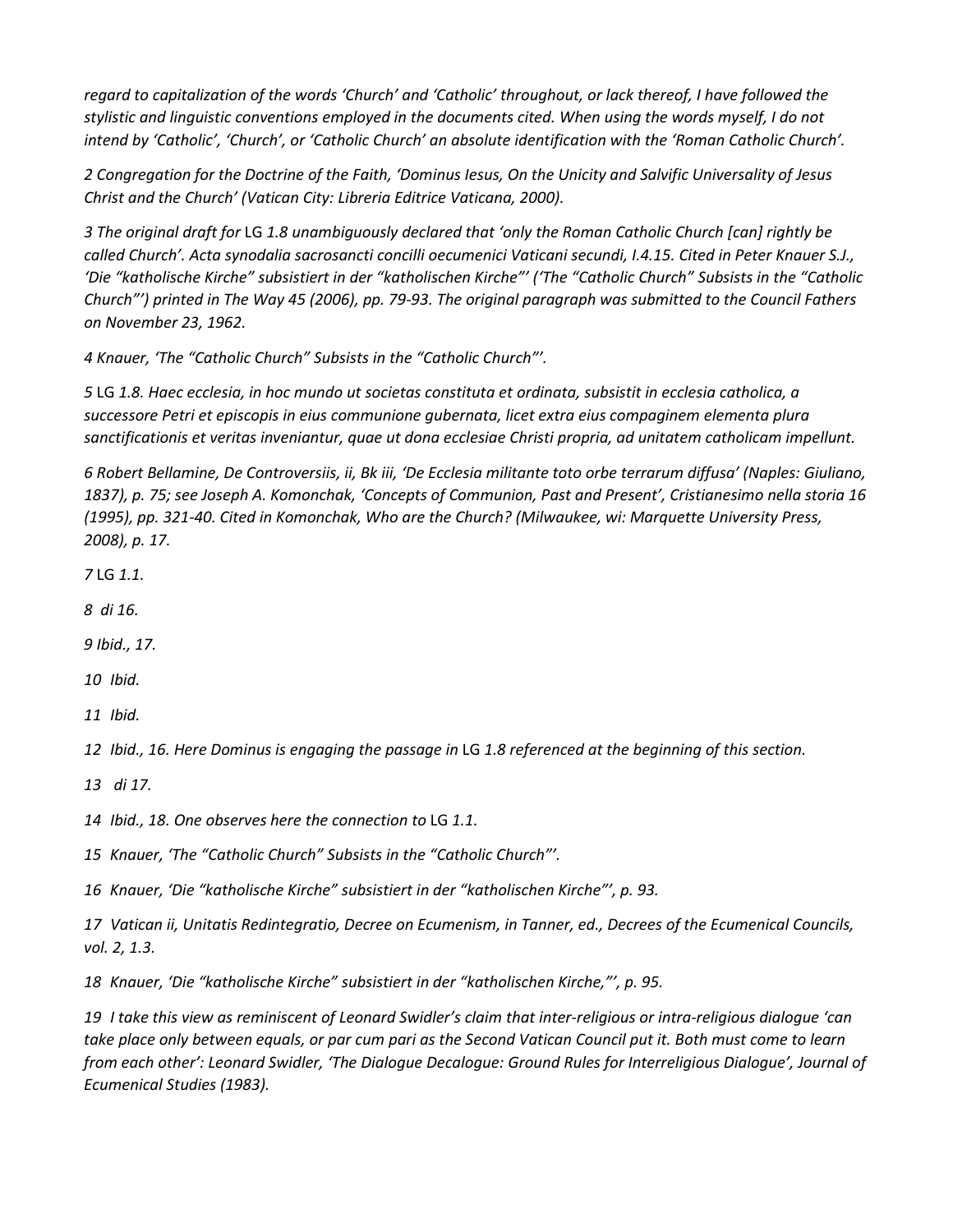*regard to capitalization of the words 'Church' and 'Catholic' throughout, or lack thereof, I have followed the stylistic and linguistic conventions employed in the documents cited. When using the words myself, I do not intend by 'Catholic', 'Church', or 'Catholic Church' an absolute identification with the 'Roman Catholic Church'.*

*2 Congregation for the Doctrine of the Faith, 'Dominus Iesus, On the Unicity and Salvific Universality of Jesus Christ and the Church' (Vatican City: Libreria Editrice Vaticana, 2000).*

*3 The original draft for* LG *1.8 unambiguously declared that 'only the Roman Catholic Church [can] rightly be called Church'. Acta synodalia sacrosancti concilli oecumenici Vaticani secundi, I.4.15. Cited in Peter Knauer S.J., 'Die "katholische Kirche" subsistiert in der "katholischen Kirche"' ('The "Catholic Church" Subsists in the "Catholic Church"') printed in The Way 45 (2006), pp. 79-93. The original paragraph was submitted to the Council Fathers on November 23, 1962.*

*4 Knauer, 'The "Catholic Church" Subsists in the "Catholic Church"'.*

*5* LG *1.8. Haec ecclesia, in hoc mundo ut societas constituta et ordinata, subsistit in ecclesia catholica, a successore Petri et episcopis in eius communione gubernata, licet extra eius compaginem elementa plura sanctificationis et veritas inveniantur, quae ut dona ecclesiae Christi propria, ad unitatem catholicam impellunt.*

*6 Robert Bellamine, De Controversiis, ii, Bk iii, 'De Ecclesia militante toto orbe terrarum diffusa' (Naples: Giuliano, 1837), p. 75; see Joseph A. Komonchak, 'Concepts of Communion, Past and Present', Cristianesimo nella storia 16 (1995), pp. 321-40. Cited in Komonchak, Who are the Church? (Milwaukee, wi: Marquette University Press, 2008), p. 17.*

*7* LG *1.1.*

*8 di 16.*

*9 Ibid., 17.*

*10 Ibid.*

*11 Ibid.*

*12 Ibid., 16. Here Dominus is engaging the passage in* LG *1.8 referenced at the beginning of this section.*

*13 di 17.*

*14 Ibid., 18. One observes here the connection to* LG *1.1.*

*15 Knauer, 'The "Catholic Church" Subsists in the "Catholic Church"'.*

*16 Knauer, 'Die "katholische Kirche" subsistiert in der "katholischen Kirche"', p. 93.*

*17 Vatican ii, Unitatis Redintegratio, Decree on Ecumenism, in Tanner, ed., Decrees of the Ecumenical Councils, vol. 2, 1.3.*

*18 Knauer, 'Die "katholische Kirche" subsistiert in der "katholischen Kirche,"', p. 95.*

*19 I take this view as reminiscent of Leonard Swidler's claim that inter-religious or intra-religious dialogue 'can take place only between equals, or par cum pari as the Second Vatican Council put it. Both must come to learn from each other': Leonard Swidler, 'The Dialogue Decalogue: Ground Rules for Interreligious Dialogue', Journal of Ecumenical Studies (1983).*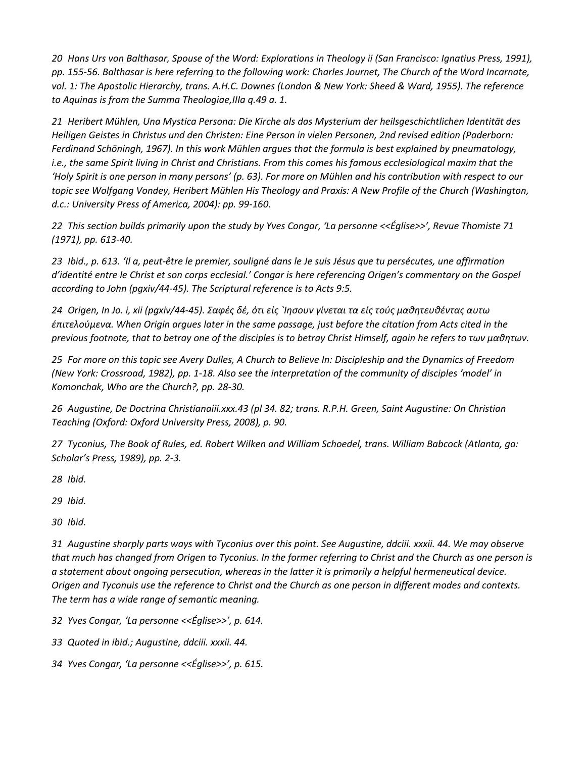*20 Hans Urs von Balthasar, Spouse of the Word: Explorations in Theology ii (San Francisco: Ignatius Press, 1991), pp. 155-56. Balthasar is here referring to the following work: Charles Journet, The Church of the Word Incarnate, vol. 1: The Apostolic Hierarchy, trans. A.H.C. Downes (London & New York: Sheed & Ward, 1955). The reference to Aquinas is from the Summa Theologiae,IIIa q.49 a. 1.*

*21 Heribert Mühlen, Una Mystica Persona: Die Kirche als das Mysterium der heilsgeschichtlichen Identität des Heiligen Geistes in Christus und den Christen: Eine Person in vielen Personen, 2nd revised edition (Paderborn: Ferdinand Schöningh, 1967). In this work Mühlen argues that the formula is best explained by pneumatology, i.e., the same Spirit living in Christ and Christians. From this comes his famous ecclesiological maxim that the 'Holy Spirit is one person in many persons' (p. 63). For more on Mühlen and his contribution with respect to our topic see Wolfgang Vondey, Heribert Mühlen His Theology and Praxis: A New Profile of the Church (Washington, d.c.: University Press of America, 2004): pp. 99-160.*

*22 This section builds primarily upon the study by Yves Congar, 'La personne <<Église>>', Revue Thomiste 71 (1971), pp. 613-40.*

*23 Ibid., p. 613. 'Il a, peut-être le premier, souligné dans le Je suis Jésus que tu persécutes, une affirmation d'identité entre le Christ et son corps ecclesial.' Congar is here referencing Origen's commentary on the Gospel according to John (pgxiv/44-45). The Scriptural reference is to Acts 9:5.*

*24 Origen, In Jo. i, xii (pgxiv/44-45). Σαφές δέ, ότι είς `Ιησουν γίνεται τα είς τούς μαθητευθέντας αυτω έπιτελούμενα. When Origin argues later in the same passage, just before the citation from Acts cited in the previous footnote, that to betray one of the disciples is to betray Christ Himself, again he refers to των μαθητων.*

*25 For more on this topic see Avery Dulles, A Church to Believe In: Discipleship and the Dynamics of Freedom (New York: Crossroad, 1982), pp. 1-18. Also see the interpretation of the community of disciples 'model' in Komonchak, Who are the Church?, pp. 28-30.*

*26 Augustine, De Doctrina Christianaiii.xxx.43 (pl 34. 82; trans. R.P.H. Green, Saint Augustine: On Christian Teaching (Oxford: Oxford University Press, 2008), p. 90.*

*27 Tyconius, The Book of Rules, ed. Robert Wilken and William Schoedel, trans. William Babcock (Atlanta, ga: Scholar's Press, 1989), pp. 2-3.*

*28 Ibid.*

*29 Ibid.*

*30 Ibid.*

*31 Augustine sharply parts ways with Tyconius over this point. See Augustine, ddciii. xxxii. 44. We may observe that much has changed from Origen to Tyconius. In the former referring to Christ and the Church as one person is a statement about ongoing persecution, whereas in the latter it is primarily a helpful hermeneutical device. Origen and Tyconuis use the reference to Christ and the Church as one person in different modes and contexts. The term has a wide range of semantic meaning.*

*32 Yves Congar, 'La personne <<Église>>', p. 614.*

*33 Quoted in ibid.; Augustine, ddciii. xxxii. 44.*

*34 Yves Congar, 'La personne <<Église>>', p. 615.*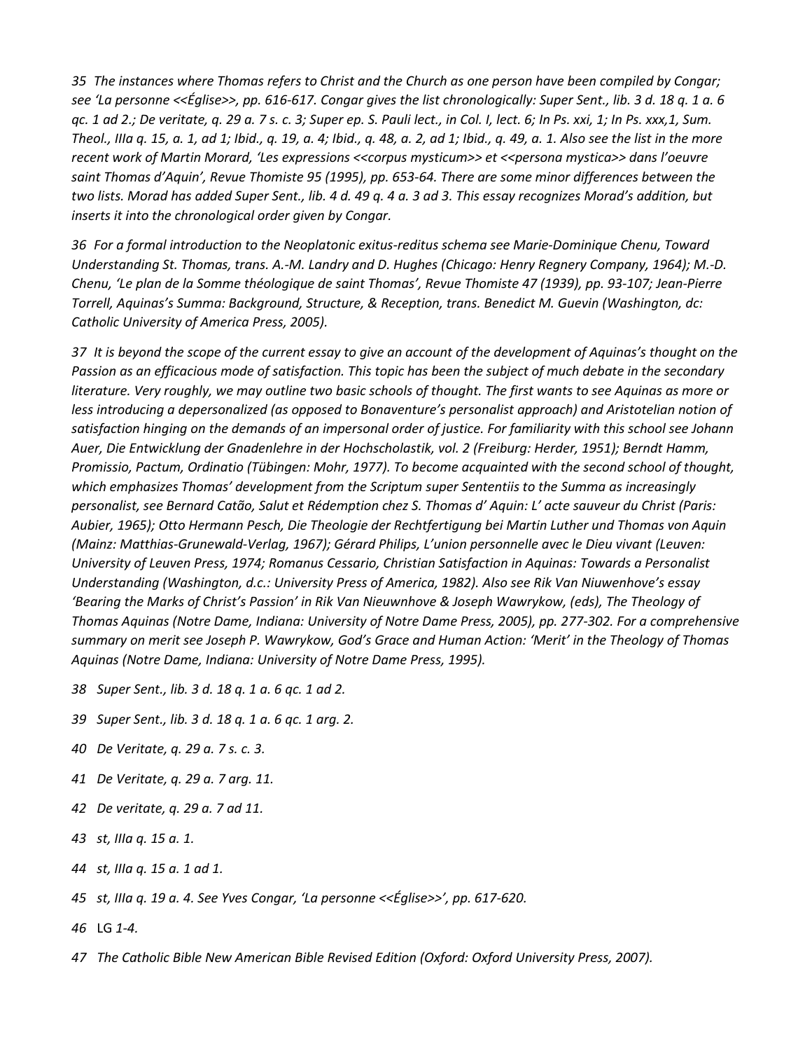*35 The instances where Thomas refers to Christ and the Church as one person have been compiled by Congar; see 'La personne <<Église>>, pp. 616-617. Congar gives the list chronologically: Super Sent., lib. 3 d. 18 q. 1 a. 6 qc. 1 ad 2.; De veritate, q. 29 a. 7 s. c. 3; Super ep. S. Pauli lect., in Col. I, lect. 6; In Ps. xxi, 1; In Ps. xxx,1, Sum. Theol., IIIa q. 15, a. 1, ad 1; Ibid., q. 19, a. 4; Ibid., q. 48, a. 2, ad 1; Ibid., q. 49, a. 1. Also see the list in the more recent work of Martin Morard, 'Les expressions <<corpus mysticum>> et <<persona mystica>> dans l'oeuvre saint Thomas d'Aquin', Revue Thomiste 95 (1995), pp. 653-64. There are some minor differences between the two lists. Morad has added Super Sent., lib. 4 d. 49 q. 4 a. 3 ad 3. This essay recognizes Morad's addition, but inserts it into the chronological order given by Congar.*

*36 For a formal introduction to the Neoplatonic exitus-reditus schema see Marie-Dominique Chenu, Toward Understanding St. Thomas, trans. A.-M. Landry and D. Hughes (Chicago: Henry Regnery Company, 1964); M.-D. Chenu, 'Le plan de la Somme théologique de saint Thomas', Revue Thomiste 47 (1939), pp. 93-107; Jean-Pierre Torrell, Aquinas's Summa: Background, Structure, & Reception, trans. Benedict M. Guevin (Washington, dc: Catholic University of America Press, 2005).*

*37 It is beyond the scope of the current essay to give an account of the development of Aquinas's thought on the Passion as an efficacious mode of satisfaction. This topic has been the subject of much debate in the secondary literature. Very roughly, we may outline two basic schools of thought. The first wants to see Aquinas as more or less introducing a depersonalized (as opposed to Bonaventure's personalist approach) and Aristotelian notion of satisfaction hinging on the demands of an impersonal order of justice. For familiarity with this school see Johann Auer, Die Entwicklung der Gnadenlehre in der Hochscholastik, vol. 2 (Freiburg: Herder, 1951); Berndt Hamm, Promissio, Pactum, Ordinatio (Tübingen: Mohr, 1977). To become acquainted with the second school of thought, which emphasizes Thomas' development from the Scriptum super Sententiis to the Summa as increasingly personalist, see Bernard Catão, Salut et Rédemption chez S. Thomas d' Aquin: L' acte sauveur du Christ (Paris: Aubier, 1965); Otto Hermann Pesch, Die Theologie der Rechtfertigung bei Martin Luther und Thomas von Aquin (Mainz: Matthias-Grunewald-Verlag, 1967); Gérard Philips, L'union personnelle avec le Dieu vivant (Leuven: University of Leuven Press, 1974; Romanus Cessario, Christian Satisfaction in Aquinas: Towards a Personalist Understanding (Washington, d.c.: University Press of America, 1982). Also see Rik Van Niuwenhove's essay 'Bearing the Marks of Christ's Passion' in Rik Van Nieuwnhove & Joseph Wawrykow, (eds), The Theology of Thomas Aquinas (Notre Dame, Indiana: University of Notre Dame Press, 2005), pp. 277-302. For a comprehensive summary on merit see Joseph P. Wawrykow, God's Grace and Human Action: 'Merit' in the Theology of Thomas Aquinas (Notre Dame, Indiana: University of Notre Dame Press, 1995).*

*38 Super Sent., lib. 3 d. 18 q. 1 a. 6 qc. 1 ad 2.*

*39 Super Sent., lib. 3 d. 18 q. 1 a. 6 qc. 1 arg. 2.*

*40 De Veritate, q. 29 a. 7 s. c. 3.*

*41 De Veritate, q. 29 a. 7 arg. 11.*

*42 De veritate, q. 29 a. 7 ad 11.*

*43 st, IIIa q. 15 a. 1.*

*44 st, IIIa q. 15 a. 1 ad 1.*

*45 st, IIIa q. 19 a. 4. See Yves Congar, 'La personne <<Église>>', pp. 617-620.*

*46* LG *1-4.*

*47 The Catholic Bible New American Bible Revised Edition (Oxford: Oxford University Press, 2007).*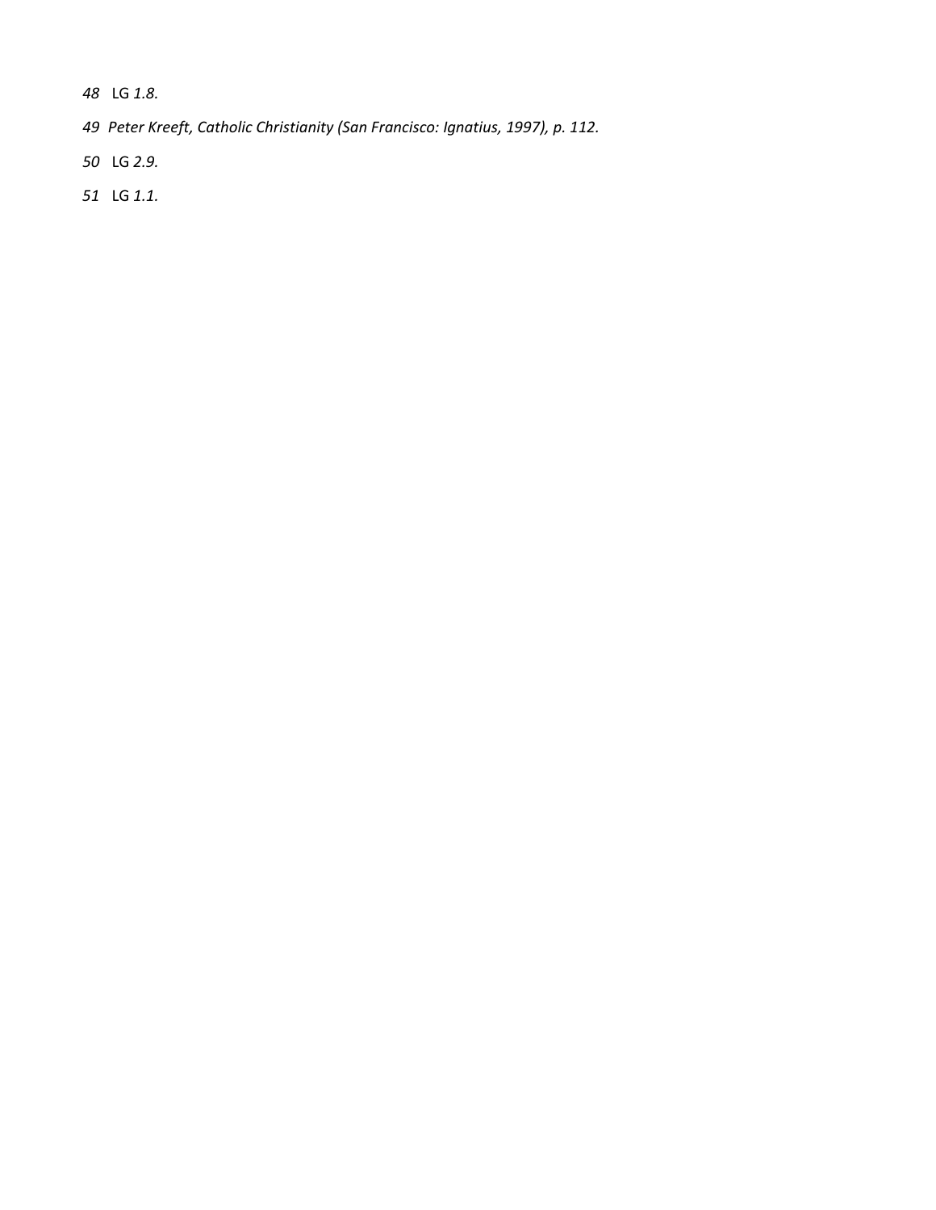*48* LG *1.8.*

*49 Peter Kreeft, Catholic Christianity (San Francisco: Ignatius, 1997), p. 112.*

*50* LG *2.9.*

*51* LG *1.1.*